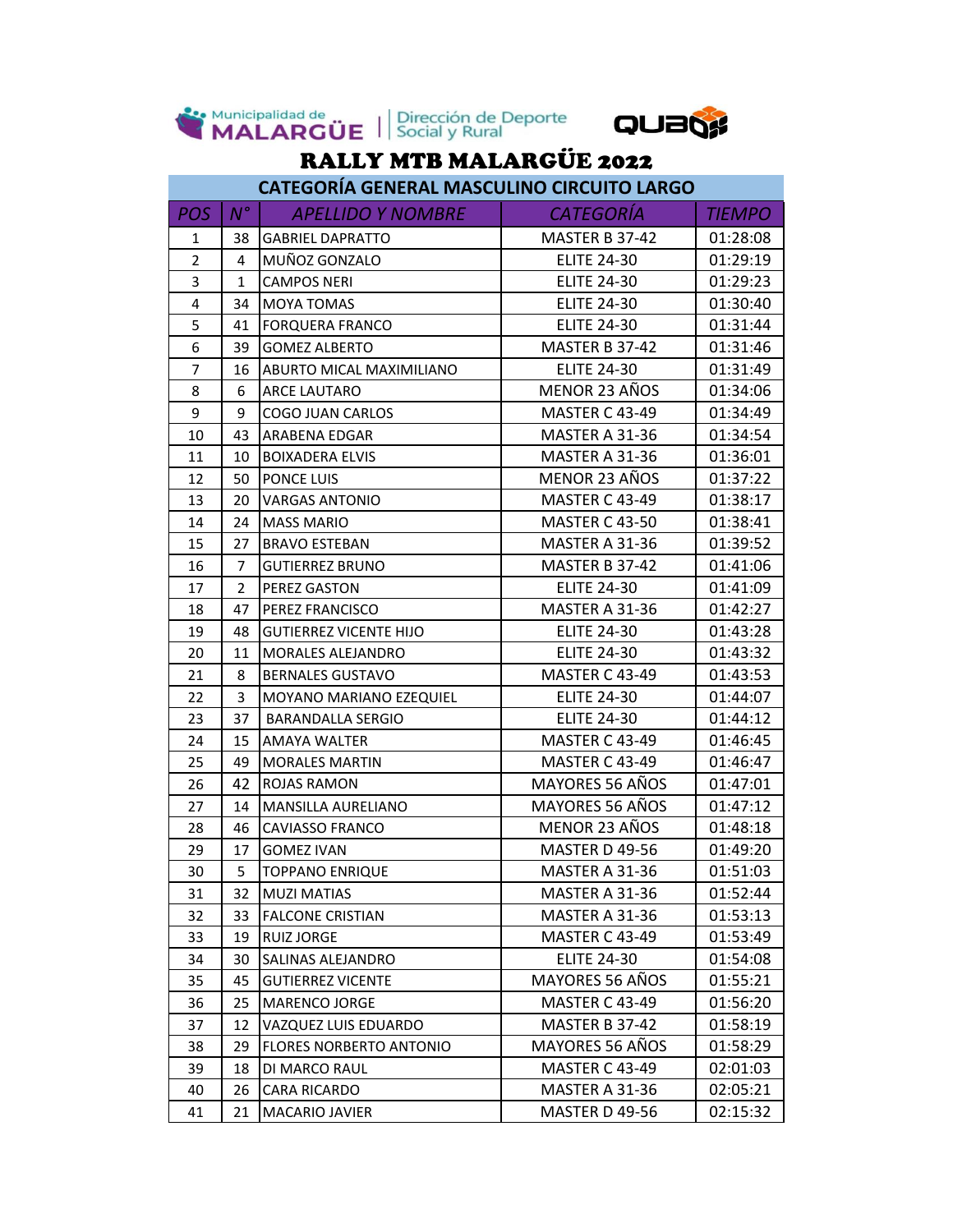Municipalidad de MALARGÜE | Dirección de Deporte Social y Rural

QUBO

# RALLY MTB MALARGÜE 2022

## CATEGORÍA GENERAL MASCULINO CIRCUITO LARGO

| POS | N° | APELLIDO Y NOMBRE | CATEGORÍA | TIEMPO |
|---|---|---|---|---|
| 1 | 38 | GABRIEL DAPRATTO | MASTER B 37-42 | 01:28:08 |
| 2 | 4 | MUÑOZ GONZALO | ELITE 24-30 | 01:29:19 |
| 3 | 1 | CAMPOS NERI | ELITE 24-30 | 01:29:23 |
| 4 | 34 | MOYA TOMAS | ELITE 24-30 | 01:30:40 |
| 5 | 41 | FORQUERA FRANCO | ELITE 24-30 | 01:31:44 |
| 6 | 39 | GOMEZ ALBERTO | MASTER B 37-42 | 01:31:46 |
| 7 | 16 | ABURTO MICAL MAXIMILIANO | ELITE 24-30 | 01:31:49 |
| 8 | 6 | ARCE LAUTARO | MENOR 23 AÑOS | 01:34:06 |
| 9 | 9 | COGO JUAN CARLOS | MASTER C 43-49 | 01:34:49 |
| 10 | 43 | ARABENA EDGAR | MASTER A 31-36 | 01:34:54 |
| 11 | 10 | BOIXADERA ELVIS | MASTER A 31-36 | 01:36:01 |
| 12 | 50 | PONCE LUIS | MENOR 23 AÑOS | 01:37:22 |
| 13 | 20 | VARGAS ANTONIO | MASTER C 43-49 | 01:38:17 |
| 14 | 24 | MASS MARIO | MASTER C 43-50 | 01:38:41 |
| 15 | 27 | BRAVO ESTEBAN | MASTER A 31-36 | 01:39:52 |
| 16 | 7 | GUTIERREZ BRUNO | MASTER B 37-42 | 01:41:06 |
| 17 | 2 | PEREZ GASTON | ELITE 24-30 | 01:41:09 |
| 18 | 47 | PEREZ FRANCISCO | MASTER A 31-36 | 01:42:27 |
| 19 | 48 | GUTIERREZ VICENTE HIJO | ELITE 24-30 | 01:43:28 |
| 20 | 11 | MORALES ALEJANDRO | ELITE 24-30 | 01:43:32 |
| 21 | 8 | BERNALES GUSTAVO | MASTER C 43-49 | 01:43:53 |
| 22 | 3 | MOYANO MARIANO EZEQUIEL | ELITE 24-30 | 01:44:07 |
| 23 | 37 | BARANDALLA SERGIO | ELITE 24-30 | 01:44:12 |
| 24 | 15 | AMAYA WALTER | MASTER C 43-49 | 01:46:45 |
| 25 | 49 | MORALES MARTIN | MASTER C 43-49 | 01:46:47 |
| 26 | 42 | ROJAS RAMON | MAYORES 56 AÑOS | 01:47:01 |
| 27 | 14 | MANSILLA AURELIANO | MAYORES 56 AÑOS | 01:47:12 |
| 28 | 46 | CAVIASSO FRANCO | MENOR 23 AÑOS | 01:48:18 |
| 29 | 17 | GOMEZ IVAN | MASTER D 49-56 | 01:49:20 |
| 30 | 5 | TOPPANO ENRIQUE | MASTER A 31-36 | 01:51:03 |
| 31 | 32 | MUZI MATIAS | MASTER A 31-36 | 01:52:44 |
| 32 | 33 | FALCONE CRISTIAN | MASTER A 31-36 | 01:53:13 |
| 33 | 19 | RUIZ JORGE | MASTER C 43-49 | 01:53:49 |
| 34 | 30 | SALINAS ALEJANDRO | ELITE 24-30 | 01:54:08 |
| 35 | 45 | GUTIERREZ VICENTE | MAYORES 56 AÑOS | 01:55:21 |
| 36 | 25 | MARENCO JORGE | MASTER C 43-49 | 01:56:20 |
| 37 | 12 | VAZQUEZ LUIS EDUARDO | MASTER B 37-42 | 01:58:19 |
| 38 | 29 | FLORES NORBERTO ANTONIO | MAYORES 56 AÑOS | 01:58:29 |
| 39 | 18 | DI MARCO RAUL | MASTER C 43-49 | 02:01:03 |
| 40 | 26 | CARA RICARDO | MASTER A 31-36 | 02:05:21 |
| 41 | 21 | MACARIO JAVIER | MASTER D 49-56 | 02:15:32 |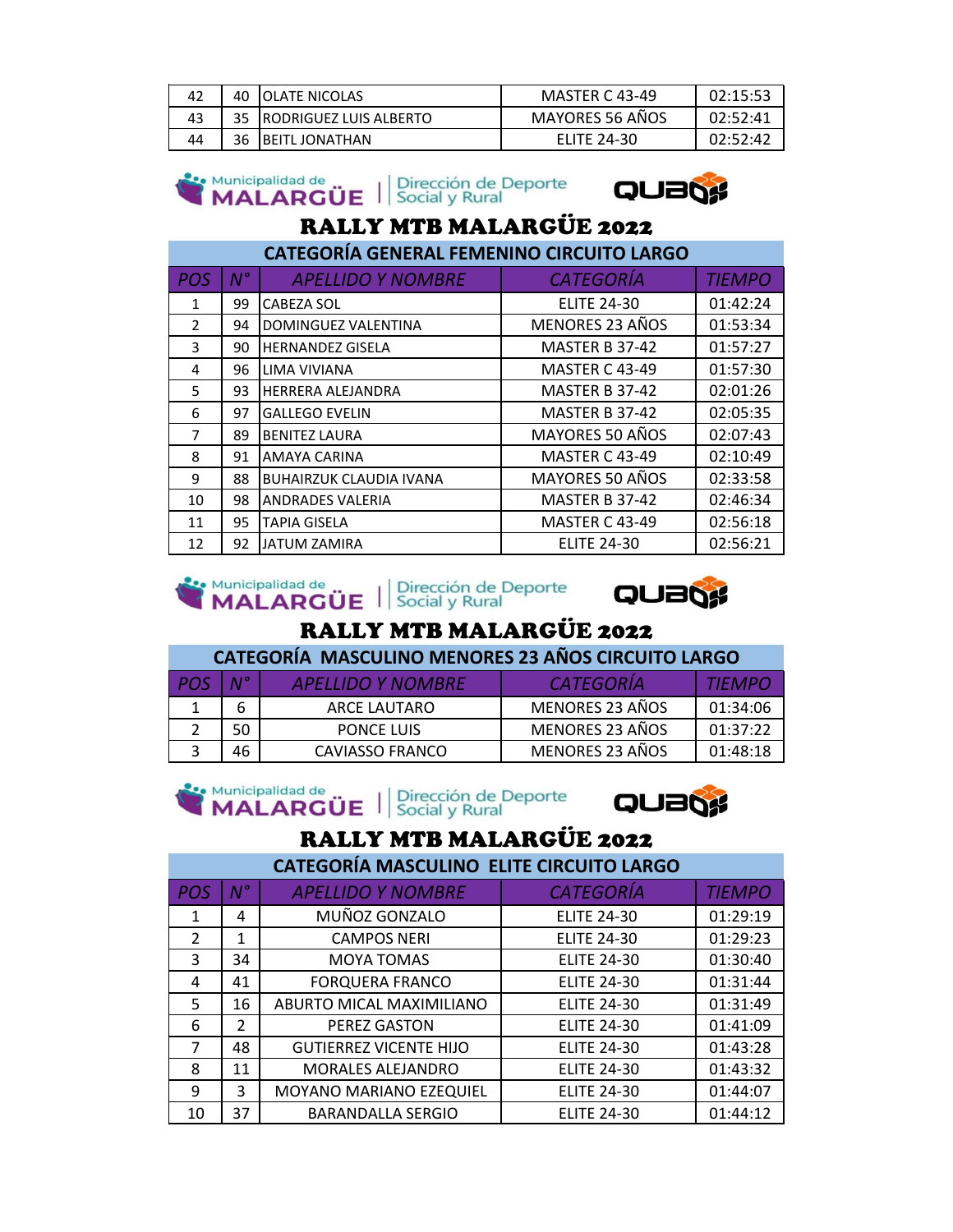| 42 | 40 | OLATE NICOLAS | MASTER C 43-49 | 02:15:53 |
|---|---|---|---|---|
| 43 | 35 | RODRIGUEZ LUIS ALBERTO | MAYORES 56 AÑOS | 02:52:41 |
| 44 | 36 | BEITL JONATHAN | ELITE 24-30 | 02:52:42 |

Municipalidad de MALARGÜE | Dirección de Deporte Social y Rural — QUBO

# RALLY MTB MALARGÜE 2022

## CATEGORÍA GENERAL FEMENINO CIRCUITO LARGO

| POS | N° | APELLIDO Y NOMBRE | CATEGORÍA | TIEMPO |
|---|---|---|---|---|
| 1 | 99 | CABEZA SOL | ELITE 24-30 | 01:42:24 |
| 2 | 94 | DOMINGUEZ VALENTINA | MENORES 23 AÑOS | 01:53:34 |
| 3 | 90 | HERNANDEZ GISELA | MASTER B 37-42 | 01:57:27 |
| 4 | 96 | LIMA VIVIANA | MASTER C 43-49 | 01:57:30 |
| 5 | 93 | HERRERA ALEJANDRA | MASTER B 37-42 | 02:01:26 |
| 6 | 97 | GALLEGO EVELIN | MASTER B 37-42 | 02:05:35 |
| 7 | 89 | BENITEZ LAURA | MAYORES 50 AÑOS | 02:07:43 |
| 8 | 91 | AMAYA CARINA | MASTER C 43-49 | 02:10:49 |
| 9 | 88 | BUHAIRZUK CLAUDIA IVANA | MAYORES 50 AÑOS | 02:33:58 |
| 10 | 98 | ANDRADES VALERIA | MASTER B 37-42 | 02:46:34 |
| 11 | 95 | TAPIA GISELA | MASTER C 43-49 | 02:56:18 |
| 12 | 92 | JATUM ZAMIRA | ELITE 24-30 | 02:56:21 |

Municipalidad de MALARGÜE | Dirección de Deporte Social y Rural — QUBO

# RALLY MTB MALARGÜE 2022

## CATEGORÍA MASCULINO MENORES 23 AÑOS CIRCUITO LARGO

| POS | N° | APELLIDO Y NOMBRE | CATEGORÍA | TIEMPO |
|---|---|---|---|---|
| 1 | 6 | ARCE LAUTARO | MENORES 23 AÑOS | 01:34:06 |
| 2 | 50 | PONCE LUIS | MENORES 23 AÑOS | 01:37:22 |
| 3 | 46 | CAVIASSO FRANCO | MENORES 23 AÑOS | 01:48:18 |

Municipalidad de MALARGÜE | Dirección de Deporte Social y Rural — QUBO

# RALLY MTB MALARGÜE 2022

## CATEGORÍA MASCULINO ELITE CIRCUITO LARGO

| POS | N° | APELLIDO Y NOMBRE | CATEGORÍA | TIEMPO |
|---|---|---|---|---|
| 1 | 4 | MUÑOZ GONZALO | ELITE 24-30 | 01:29:19 |
| 2 | 1 | CAMPOS NERI | ELITE 24-30 | 01:29:23 |
| 3 | 34 | MOYA TOMAS | ELITE 24-30 | 01:30:40 |
| 4 | 41 | FORQUERA FRANCO | ELITE 24-30 | 01:31:44 |
| 5 | 16 | ABURTO MICAL MAXIMILIANO | ELITE 24-30 | 01:31:49 |
| 6 | 2 | PEREZ GASTON | ELITE 24-30 | 01:41:09 |
| 7 | 48 | GUTIERREZ VICENTE HIJO | ELITE 24-30 | 01:43:28 |
| 8 | 11 | MORALES ALEJANDRO | ELITE 24-30 | 01:43:32 |
| 9 | 3 | MOYANO MARIANO EZEQUIEL | ELITE 24-30 | 01:44:07 |
| 10 | 37 | BARANDALLA SERGIO | ELITE 24-30 | 01:44:12 |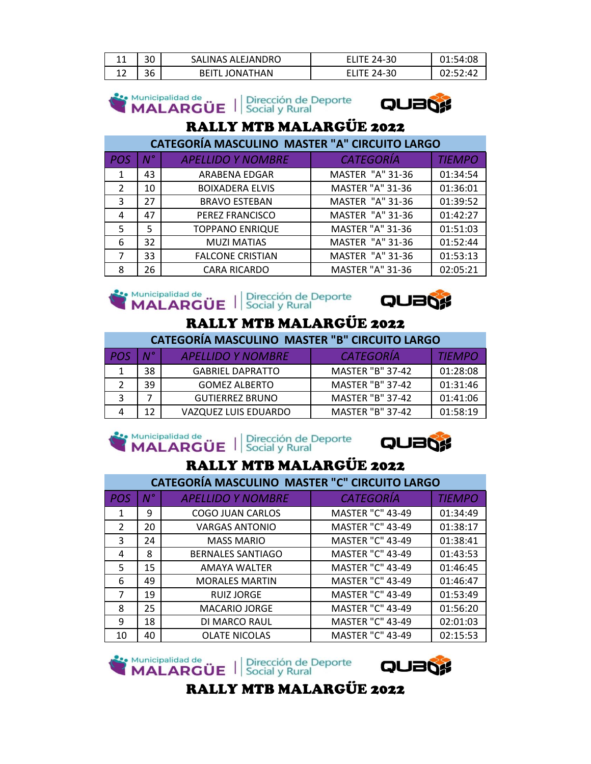| 11 | 30 | SALINAS ALEJANDRO | ELITE 24-30 | 01:54:08 |
|---|---|---|---|---|
| 12 | 36 | BEITL JONATHAN | ELITE 24-30 | 02:52:42 |

Municipalidad de MALARGÜE | Dirección de Deporte Social y Rural QUBO

# RALLY MTB MALARGÜE 2022

## CATEGORÍA MASCULINO MASTER "A" CIRCUITO LARGO

| POS | N° | APELLIDO Y NOMBRE | CATEGORÍA | TIEMPO |
|---|---|---|---|---|
| 1 | 43 | ARABENA EDGAR | MASTER "A" 31-36 | 01:34:54 |
| 2 | 10 | BOIXADERA ELVIS | MASTER "A" 31-36 | 01:36:01 |
| 3 | 27 | BRAVO ESTEBAN | MASTER "A" 31-36 | 01:39:52 |
| 4 | 47 | PEREZ FRANCISCO | MASTER "A" 31-36 | 01:42:27 |
| 5 | 5 | TOPPANO ENRIQUE | MASTER "A" 31-36 | 01:51:03 |
| 6 | 32 | MUZI MATIAS | MASTER "A" 31-36 | 01:52:44 |
| 7 | 33 | FALCONE CRISTIAN | MASTER "A" 31-36 | 01:53:13 |
| 8 | 26 | CARA RICARDO | MASTER "A" 31-36 | 02:05:21 |

Municipalidad de MALARGÜE | Dirección de Deporte Social y Rural QUBO

# RALLY MTB MALARGÜE 2022

## CATEGORÍA MASCULINO MASTER "B" CIRCUITO LARGO

| POS | N° | APELLIDO Y NOMBRE | CATEGORÍA | TIEMPO |
|---|---|---|---|---|
| 1 | 38 | GABRIEL DAPRATTO | MASTER "B" 37-42 | 01:28:08 |
| 2 | 39 | GOMEZ ALBERTO | MASTER "B" 37-42 | 01:31:46 |
| 3 | 7 | GUTIERREZ BRUNO | MASTER "B" 37-42 | 01:41:06 |
| 4 | 12 | VAZQUEZ LUIS EDUARDO | MASTER "B" 37-42 | 01:58:19 |

Municipalidad de MALARGÜE | Dirección de Deporte Social y Rural QUBO

# RALLY MTB MALARGÜE 2022

## CATEGORÍA MASCULINO MASTER "C" CIRCUITO LARGO

| POS | N° | APELLIDO Y NOMBRE | CATEGORÍA | TIEMPO |
|---|---|---|---|---|
| 1 | 9 | COGO JUAN CARLOS | MASTER "C" 43-49 | 01:34:49 |
| 2 | 20 | VARGAS ANTONIO | MASTER "C" 43-49 | 01:38:17 |
| 3 | 24 | MASS MARIO | MASTER "C" 43-49 | 01:38:41 |
| 4 | 8 | BERNALES SANTIAGO | MASTER "C" 43-49 | 01:43:53 |
| 5 | 15 | AMAYA WALTER | MASTER "C" 43-49 | 01:46:45 |
| 6 | 49 | MORALES MARTIN | MASTER "C" 43-49 | 01:46:47 |
| 7 | 19 | RUIZ JORGE | MASTER "C" 43-49 | 01:53:49 |
| 8 | 25 | MACARIO JORGE | MASTER "C" 43-49 | 01:56:20 |
| 9 | 18 | DI MARCO RAUL | MASTER "C" 43-49 | 02:01:03 |
| 10 | 40 | OLATE NICOLAS | MASTER "C" 43-49 | 02:15:53 |

Municipalidad de MALARGÜE | Dirección de Deporte Social y Rural QUBO

# RALLY MTB MALARGÜE 2022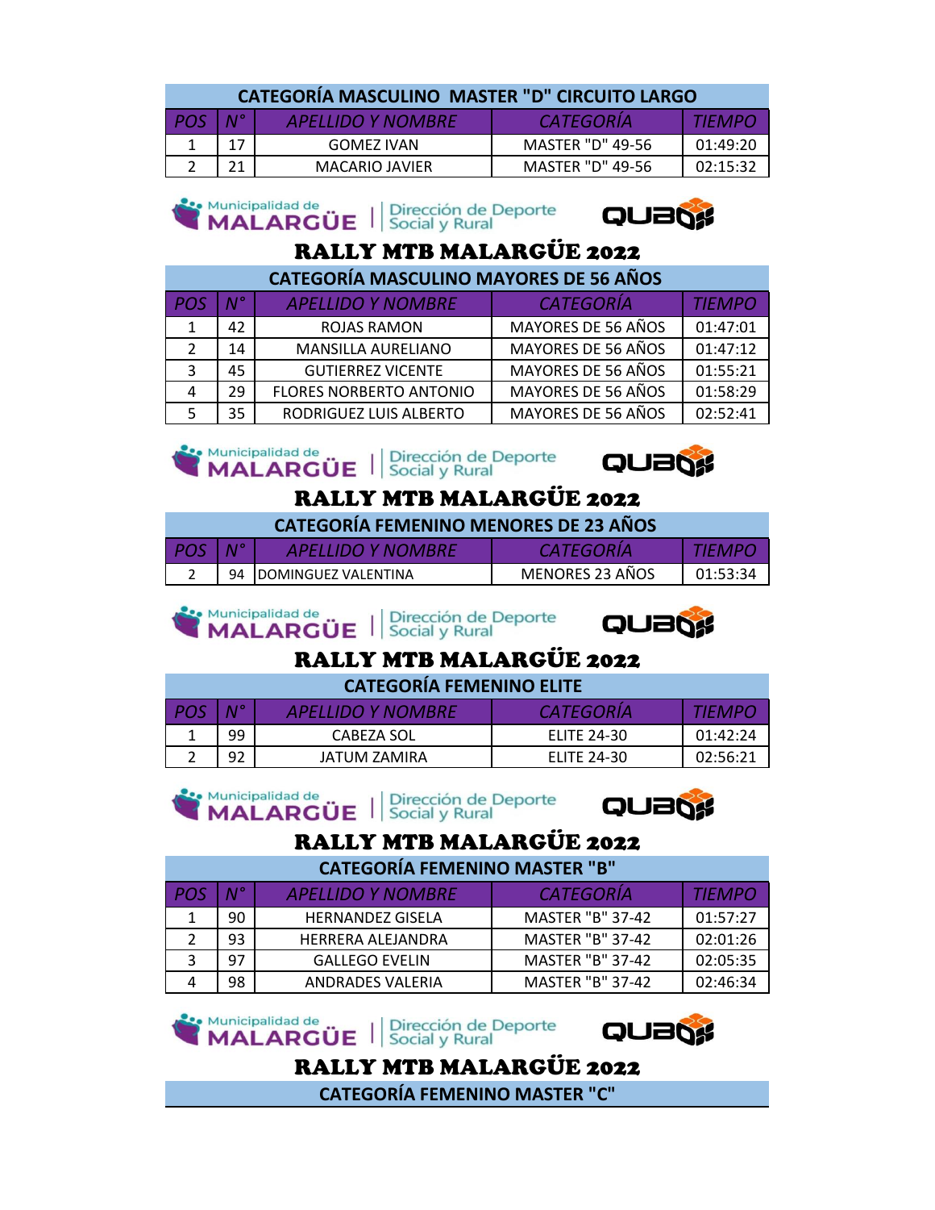| CATEGORÍA MASCULINO MASTER "D" CIRCUITO LARGO | | | | |
|---|---|---|---|---|
| POS | N° | APELLIDO Y NOMBRE | CATEGORÍA | TIEMPO |
| 1 | 17 | GOMEZ IVAN | MASTER "D" 49-56 | 01:49:20 |
| 2 | 21 | MACARIO JAVIER | MASTER "D" 49-56 | 02:15:32 |

Municipalidad de MALARGÜE | Dirección de Deporte Social y Rural QUBO

# RALLY MTB MALARGÜE 2022

| CATEGORÍA MASCULINO MAYORES DE 56 AÑOS | | | | |
|---|---|---|---|---|
| POS | N° | APELLIDO Y NOMBRE | CATEGORÍA | TIEMPO |
| 1 | 42 | ROJAS RAMON | MAYORES DE 56 AÑOS | 01:47:01 |
| 2 | 14 | MANSILLA AURELIANO | MAYORES DE 56 AÑOS | 01:47:12 |
| 3 | 45 | GUTIERREZ VICENTE | MAYORES DE 56 AÑOS | 01:55:21 |
| 4 | 29 | FLORES NORBERTO ANTONIO | MAYORES DE 56 AÑOS | 01:58:29 |
| 5 | 35 | RODRIGUEZ LUIS ALBERTO | MAYORES DE 56 AÑOS | 02:52:41 |

Municipalidad de MALARGÜE | Dirección de Deporte Social y Rural QUBO

# RALLY MTB MALARGÜE 2022

| CATEGORÍA FEMENINO MENORES DE 23 AÑOS | | | | |
|---|---|---|---|---|
| POS | N° | APELLIDO Y NOMBRE | CATEGORÍA | TIEMPO |
| 2 | 94 | DOMINGUEZ VALENTINA | MENORES 23 AÑOS | 01:53:34 |

Municipalidad de MALARGÜE | Dirección de Deporte Social y Rural QUBO

# RALLY MTB MALARGÜE 2022

| CATEGORÍA FEMENINO ELITE | | | | |
|---|---|---|---|---|
| POS | N° | APELLIDO Y NOMBRE | CATEGORÍA | TIEMPO |
| 1 | 99 | CABEZA SOL | ELITE 24-30 | 01:42:24 |
| 2 | 92 | JATUM ZAMIRA | ELITE 24-30 | 02:56:21 |

Municipalidad de MALARGÜE | Dirección de Deporte Social y Rural QUBO

# RALLY MTB MALARGÜE 2022

| CATEGORÍA FEMENINO MASTER "B" | | | | |
|---|---|---|---|---|
| POS | N° | APELLIDO Y NOMBRE | CATEGORÍA | TIEMPO |
| 1 | 90 | HERNANDEZ GISELA | MASTER "B" 37-42 | 01:57:27 |
| 2 | 93 | HERRERA ALEJANDRA | MASTER "B" 37-42 | 02:01:26 |
| 3 | 97 | GALLEGO EVELIN | MASTER "B" 37-42 | 02:05:35 |
| 4 | 98 | ANDRADES VALERIA | MASTER "B" 37-42 | 02:46:34 |

Municipalidad de MALARGÜE | Dirección de Deporte Social y Rural QUBO

# RALLY MTB MALARGÜE 2022

CATEGORÍA FEMENINO MASTER "C"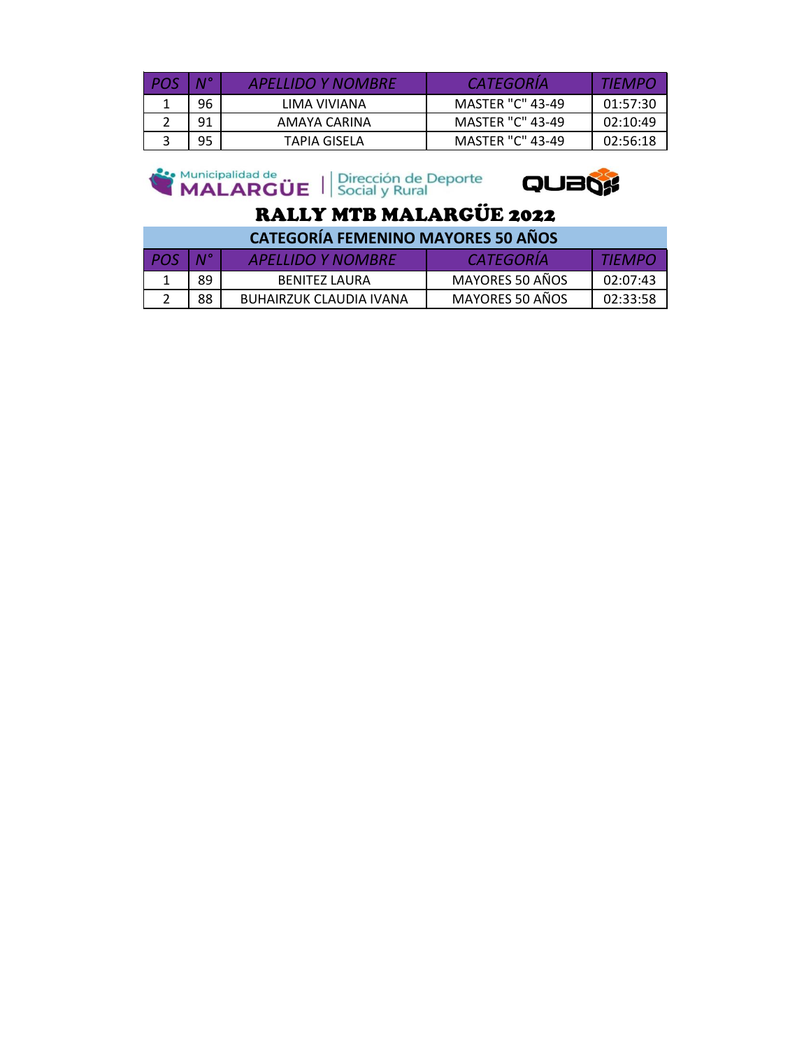| POS | N° | APELLIDO Y NOMBRE | CATEGORÍA | TIEMPO |
|---|---|---|---|---|
| 1 | 96 | LIMA VIVIANA | MASTER "C" 43-49 | 01:57:30 |
| 2 | 91 | AMAYA CARINA | MASTER "C" 43-49 | 02:10:49 |
| 3 | 95 | TAPIA GISELA | MASTER "C" 43-49 | 02:56:18 |

Municipalidad de MALARGÜE | Dirección de Deporte Social y Rural

QUBO

# RALLY MTB MALARGÜE 2022

## CATEGORÍA FEMENINO MAYORES 50 AÑOS

| POS | N° | APELLIDO Y NOMBRE | CATEGORÍA | TIEMPO |
|---|---|---|---|---|
| 1 | 89 | BENITEZ LAURA | MAYORES 50 AÑOS | 02:07:43 |
| 2 | 88 | BUHAIRZUK CLAUDIA IVANA | MAYORES 50 AÑOS | 02:33:58 |